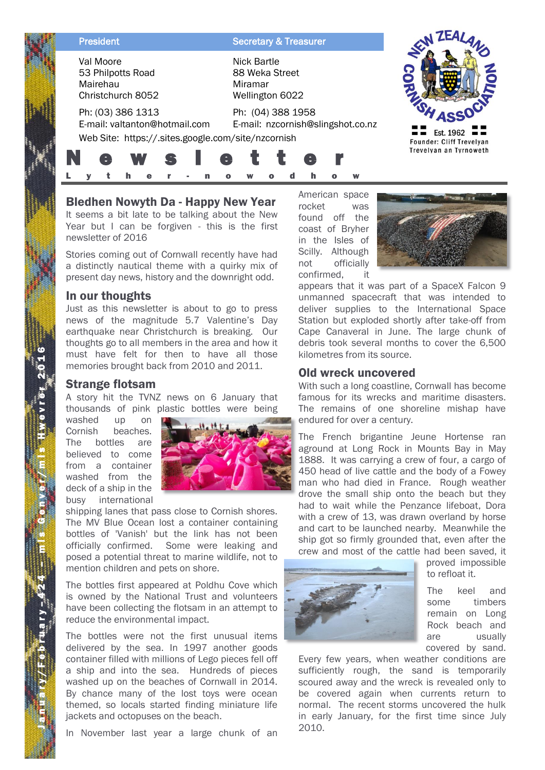| President | Secretary & Treasurer |
| --- | --- |
| Val Moore<br>53 Philpotts Road<br>Mairehau<br>Christchurch 8052 | Nick Bartle<br>88 Weka Street<br>Miramar<br>Wellington 6022 |
| Ph: (03) 386 1313<br>E-mail: valtanton@hotmail.com | Ph: (04) 388 1958<br>E-mail: nzcornish@slingshot.co.nz |

Web Site: https://.sites.google.com/site/nzcornish

New Zealand Cornish Association — Est. 1962 — Founder: Cliff Trevelyan — Trevelyan an Tyrnoweth

# Newsletter

Lyther-nowodhow

January/February-424 – mis Genver/mis Hwevrer 2016

## Bledhen Nowyth Da - Happy New Year

It seems a bit late to be talking about the New Year but I can be forgiven - this is the first newsletter of 2016

Stories coming out of Cornwall recently have had a distinctly nautical theme with a quirky mix of present day news, history and the downright odd.

## In our thoughts

Just as this newsletter is about to go to press news of the magnitude 5.7 Valentine's Day earthquake near Christchurch is breaking. Our thoughts go to all members in the area and how it must have felt for then to have all those memories brought back from 2010 and 2011.

## Strange flotsam

A story hit the TVNZ news on 6 January that thousands of pink plastic bottles were being washed up on Cornish beaches. The bottles are believed to come from a container washed from the deck of a ship in the busy international shipping lanes that pass close to Cornish shores. The MV Blue Ocean lost a container containing bottles of 'Vanish' but the link has not been officially confirmed. Some were leaking and posed a potential threat to marine wildlife, not to mention children and pets on shore.

The bottles first appeared at Poldhu Cove which is owned by the National Trust and volunteers have been collecting the flotsam in an attempt to reduce the environmental impact.

The bottles were not the first unusual items delivered by the sea. In 1997 another goods container filled with millions of Lego pieces fell off a ship and into the sea. Hundreds of pieces washed up on the beaches of Cornwall in 2014. By chance many of the lost toys were ocean themed, so locals started finding miniature life jackets and octopuses on the beach.

In November last year a large chunk of an American space rocket was found off the coast of Bryher in the Isles of Scilly. Although not officially confirmed, it appears that it was part of a SpaceX Falcon 9 unmanned spacecraft that was intended to deliver supplies to the International Space Station but exploded shortly after take-off from Cape Canaveral in June. The large chunk of debris took several months to cover the 6,500 kilometres from its source.

## Old wreck uncovered

With such a long coastline, Cornwall has become famous for its wrecks and maritime disasters. The remains of one shoreline mishap have endured for over a century.

The French brigantine Jeune Hortense ran aground at Long Rock in Mounts Bay in May 1888. It was carrying a crew of four, a cargo of 450 head of live cattle and the body of a Fowey man who had died in France. Rough weather drove the small ship onto the beach but they had to wait while the Penzance lifeboat, Dora with a crew of 13, was drawn overland by horse and cart to be launched nearby. Meanwhile the ship got so firmly grounded that, even after the crew and most of the cattle had been saved, it proved impossible to refloat it.

The keel and some timbers remain on Long Rock beach and are usually covered by sand. Every few years, when weather conditions are sufficiently rough, the sand is temporarily scoured away and the wreck is revealed only to be covered again when currents return to normal. The recent storms uncovered the hulk in early January, for the first time since July 2010.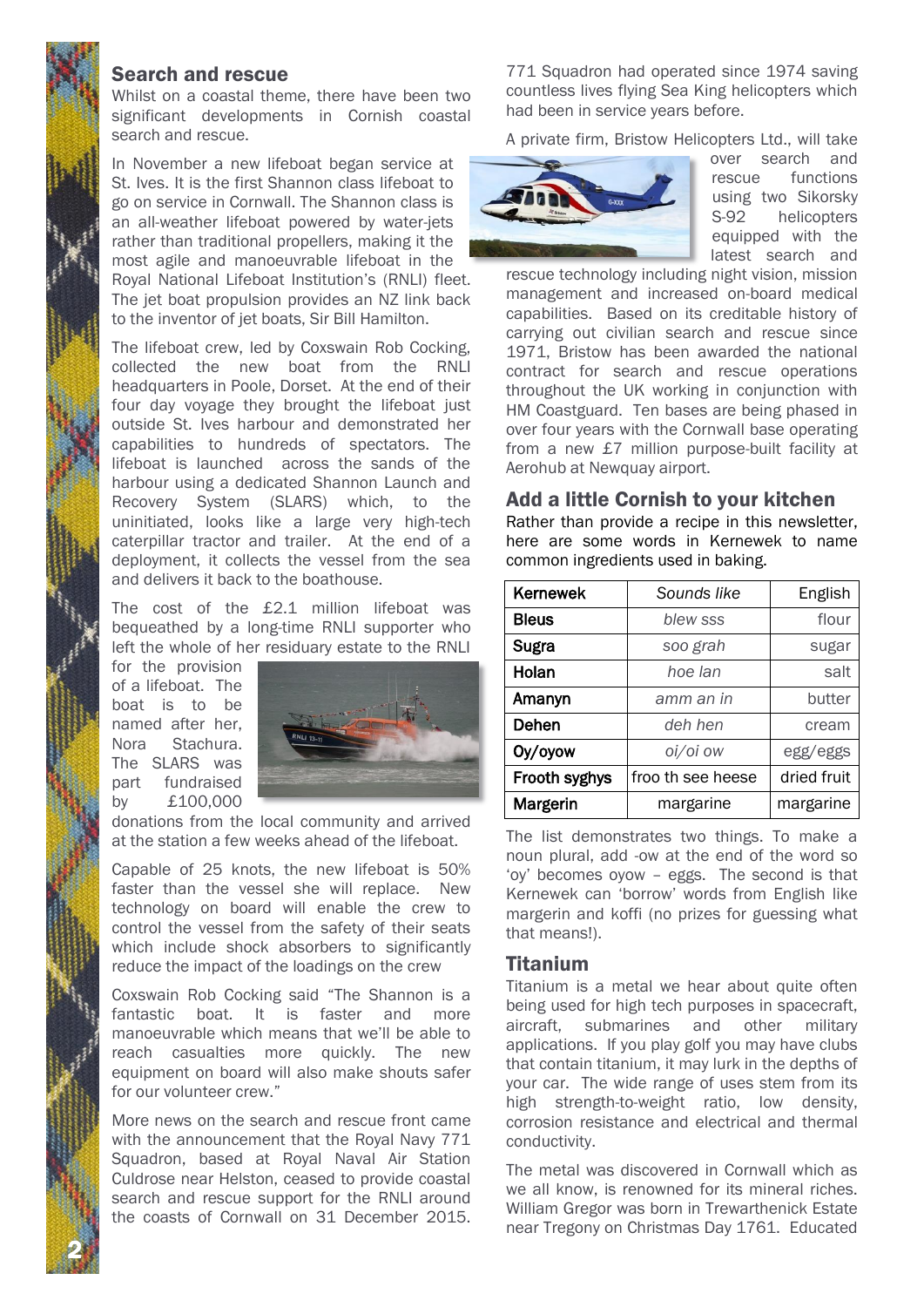## Search and rescue

Whilst on a coastal theme, there have been two significant developments in Cornish coastal search and rescue.

In November a new lifeboat began service at St. Ives. It is the first Shannon class lifeboat to go on service in Cornwall. The Shannon class is an all-weather lifeboat powered by water-jets rather than traditional propellers, making it the most agile and manoeuvrable lifeboat in the Royal National Lifeboat Institution's (RNLI) fleet. The jet boat propulsion provides an NZ link back to the inventor of jet boats, Sir Bill Hamilton.

The lifeboat crew, led by Coxswain Rob Cocking, collected the new boat from the RNLI headquarters in Poole, Dorset. At the end of their four day voyage they brought the lifeboat just outside St. Ives harbour and demonstrated her capabilities to hundreds of spectators. The lifeboat is launched across the sands of the harbour using a dedicated Shannon Launch and Recovery System (SLARS) which, to the uninitiated, looks like a large very high-tech caterpillar tractor and trailer. At the end of a deployment, it collects the vessel from the sea and delivers it back to the boathouse.

The cost of the £2.1 million lifeboat was bequeathed by a long-time RNLI supporter who left the whole of her residuary estate to the RNLI for the provision of a lifeboat. The boat is to be named after her, Nora Stachura. The SLARS was part fundraised by £100,000 donations from the local community and arrived at the station a few weeks ahead of the lifeboat.

Capable of 25 knots, the new lifeboat is 50% faster than the vessel she will replace. New technology on board will enable the crew to control the vessel from the safety of their seats which include shock absorbers to significantly reduce the impact of the loadings on the crew

Coxswain Rob Cocking said "The Shannon is a fantastic boat. It is faster and more manoeuvrable which means that we'll be able to reach casualties more quickly. The new equipment on board will also make shouts safer for our volunteer crew."

More news on the search and rescue front came with the announcement that the Royal Navy 771 Squadron, based at Royal Naval Air Station Culdrose near Helston, ceased to provide coastal search and rescue support for the RNLI around the coasts of Cornwall on 31 December 2015. 771 Squadron had operated since 1974 saving countless lives flying Sea King helicopters which had been in service years before.

A private firm, Bristow Helicopters Ltd., will take over search and rescue functions using two Sikorsky S-92 helicopters equipped with the latest search and rescue technology including night vision, mission management and increased on-board medical capabilities. Based on its creditable history of carrying out civilian search and rescue since 1971, Bristow has been awarded the national contract for search and rescue operations throughout the UK working in conjunction with HM Coastguard. Ten bases are being phased in over four years with the Cornwall base operating from a new £7 million purpose-built facility at Aerohub at Newquay airport.

## Add a little Cornish to your kitchen

Rather than provide a recipe in this newsletter, here are some words in Kernewek to name common ingredients used in baking.

| Kernewek | *Sounds like* | English |
|---|---|---|
| **Bleus** | *blew sss* | flour |
| **Sugra** | *soo grah* | sugar |
| **Holan** | *hoe lan* | salt |
| **Amanyn** | *amm an in* | butter |
| **Dehen** | *deh hen* | cream |
| **Oy/oyow** | *oi/oi ow* | egg/eggs |
| **Frooth syghys** | froo th see heese | dried fruit |
| **Margerin** | margarine | margarine |

The list demonstrates two things. To make a noun plural, add -ow at the end of the word so 'oy' becomes oyow – eggs. The second is that Kernewek can 'borrow' words from English like margerin and koffi (no prizes for guessing what that means!).

## Titanium

Titanium is a metal we hear about quite often being used for high tech purposes in spacecraft, aircraft, submarines and other military applications. If you play golf you may have clubs that contain titanium, it may lurk in the depths of your car. The wide range of uses stem from its high strength-to-weight ratio, low density, corrosion resistance and electrical and thermal conductivity.

The metal was discovered in Cornwall which as we all know, is renowned for its mineral riches. William Gregor was born in Trewarthenick Estate near Tregony on Christmas Day 1761. Educated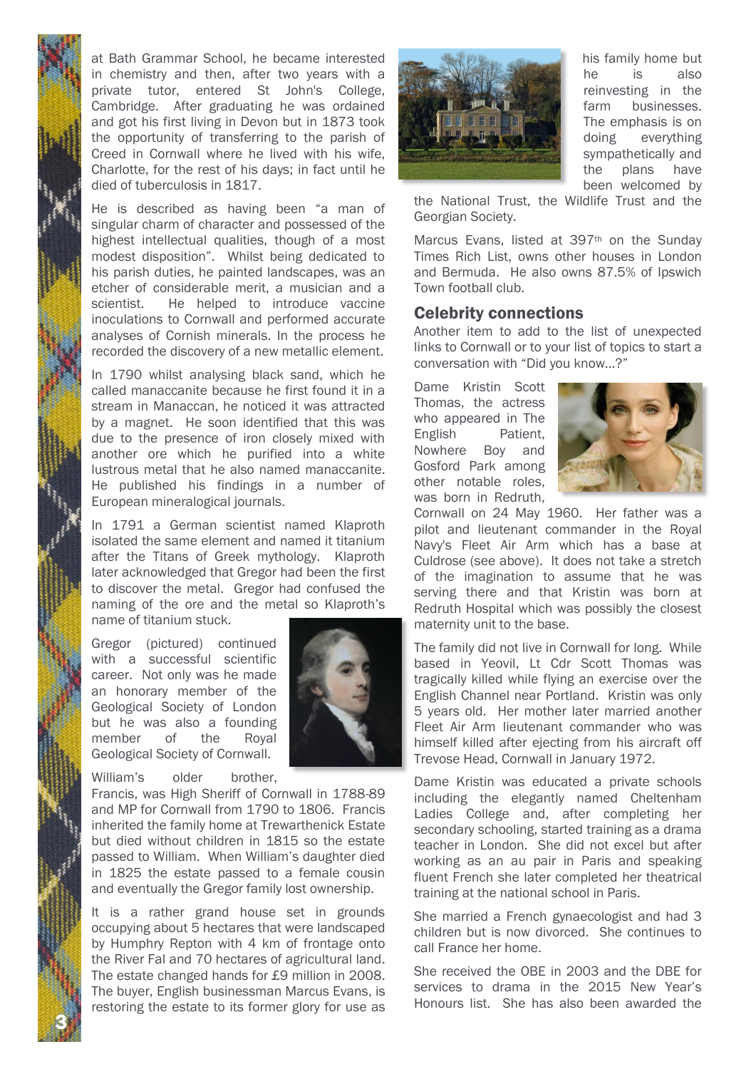at Bath Grammar School, he became interested in chemistry and then, after two years with a private tutor, entered St John's College, Cambridge. After graduating he was ordained and got his first living in Devon but in 1873 took the opportunity of transferring to the parish of Creed in Cornwall where he lived with his wife, Charlotte, for the rest of his days; in fact until he died of tuberculosis in 1817.

He is described as having been "a man of singular charm of character and possessed of the highest intellectual qualities, though of a most modest disposition". Whilst being dedicated to his parish duties, he painted landscapes, was an etcher of considerable merit, a musician and a scientist. He helped to introduce vaccine inoculations to Cornwall and performed accurate analyses of Cornish minerals. In the process he recorded the discovery of a new metallic element.

In 1790 whilst analysing black sand, which he called manaccanite because he first found it in a stream in Manaccan, he noticed it was attracted by a magnet. He soon identified that this was due to the presence of iron closely mixed with another ore which he purified into a white lustrous metal that he also named manaccanite. He published his findings in a number of European mineralogical journals.

In 1791 a German scientist named Klaproth isolated the same element and named it titanium after the Titans of Greek mythology. Klaproth later acknowledged that Gregor had been the first to discover the metal. Gregor had confused the naming of the ore and the metal so Klaproth's name of titanium stuck.

Gregor (pictured) continued with a successful scientific career. Not only was he made an honorary member of the Geological Society of London but he was also a founding member of the Royal Geological Society of Cornwall.

William's older brother, Francis, was High Sheriff of Cornwall in 1788-89 and MP for Cornwall from 1790 to 1806. Francis inherited the family home at Trewarthenick Estate but died without children in 1815 so the estate passed to William. When William's daughter died in 1825 the estate passed to a female cousin and eventually the Gregor family lost ownership.

It is a rather grand house set in grounds occupying about 5 hectares that were landscaped by Humphry Repton with 4 km of frontage onto the River Fal and 70 hectares of agricultural land. The estate changed hands for £9 million in 2008. The buyer, English businessman Marcus Evans, is restoring the estate to its former glory for use as his family home but he is also reinvesting in the farm businesses. The emphasis is on doing everything sympathetically and the plans have been welcomed by the National Trust, the Wildlife Trust and the Georgian Society.

Marcus Evans, listed at 397th on the Sunday Times Rich List, owns other houses in London and Bermuda. He also owns 87.5% of Ipswich Town football club.

## Celebrity connections

Another item to add to the list of unexpected links to Cornwall or to your list of topics to start a conversation with "Did you know...?"

Dame Kristin Scott Thomas, the actress who appeared in The English Patient, Nowhere Boy and Gosford Park among other notable roles, was born in Redruth, Cornwall on 24 May 1960. Her father was a pilot and lieutenant commander in the Royal Navy's Fleet Air Arm which has a base at Culdrose (see above). It does not take a stretch of the imagination to assume that he was serving there and that Kristin was born at Redruth Hospital which was possibly the closest maternity unit to the base.

The family did not live in Cornwall for long. While based in Yeovil, Lt Cdr Scott Thomas was tragically killed while flying an exercise over the English Channel near Portland. Kristin was only 5 years old. Her mother later married another Fleet Air Arm lieutenant commander who was himself killed after ejecting from his aircraft off Trevose Head, Cornwall in January 1972.

Dame Kristin was educated a private schools including the elegantly named Cheltenham Ladies College and, after completing her secondary schooling, started training as a drama teacher in London. She did not excel but after working as an au pair in Paris and speaking fluent French she later completed her theatrical training at the national school in Paris.

She married a French gynaecologist and had 3 children but is now divorced. She continues to call France her home.

She received the OBE in 2003 and the DBE for services to drama in the 2015 New Year's Honours list. She has also been awarded the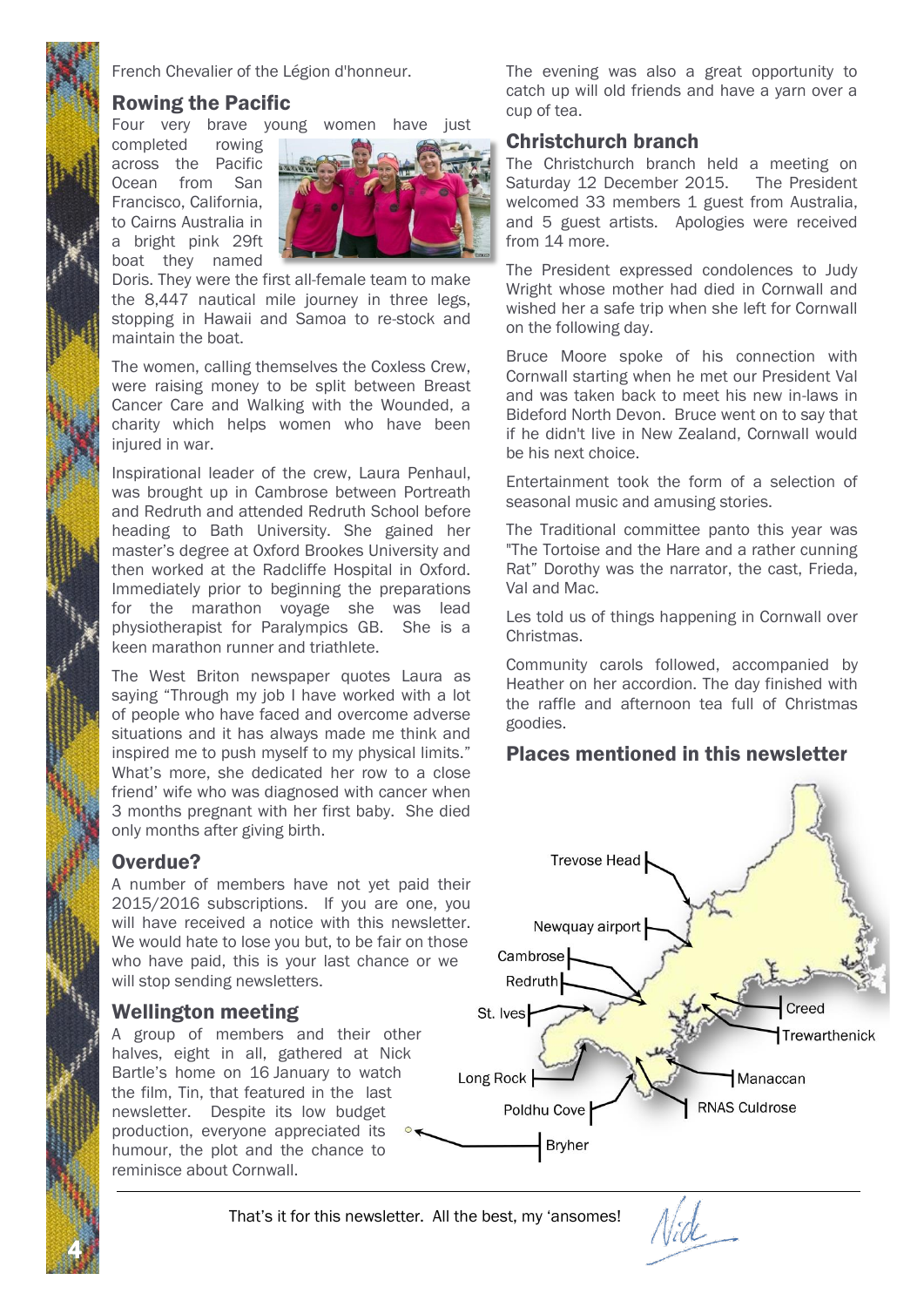French Chevalier of the Légion d'honneur.

## Rowing the Pacific

Four very brave young women have just completed rowing across the Pacific Ocean from San Francisco, California, to Cairns Australia in a bright pink 29ft boat they named Doris. They were the first all-female team to make the 8,447 nautical mile journey in three legs, stopping in Hawaii and Samoa to re-stock and maintain the boat.

The women, calling themselves the Coxless Crew, were raising money to be split between Breast Cancer Care and Walking with the Wounded, a charity which helps women who have been injured in war.

Inspirational leader of the crew, Laura Penhaul, was brought up in Cambrose between Portreath and Redruth and attended Redruth School before heading to Bath University. She gained her master's degree at Oxford Brookes University and then worked at the Radcliffe Hospital in Oxford. Immediately prior to beginning the preparations for the marathon voyage she was lead physiotherapist for Paralympics GB. She is a keen marathon runner and triathlete.

The West Briton newspaper quotes Laura as saying "Through my job I have worked with a lot of people who have faced and overcome adverse situations and it has always made me think and inspired me to push myself to my physical limits." What's more, she dedicated her row to a close friend' wife who was diagnosed with cancer when 3 months pregnant with her first baby. She died only months after giving birth.

## Overdue?

A number of members have not yet paid their 2015/2016 subscriptions. If you are one, you will have received a notice with this newsletter. We would hate to lose you but, to be fair on those who have paid, this is your last chance or we will stop sending newsletters.

## Wellington meeting

A group of members and their other halves, eight in all, gathered at Nick Bartle's home on 16 January to watch the film, Tin, that featured in the last newsletter. Despite its low budget production, everyone appreciated its humour, the plot and the chance to reminisce about Cornwall.

The evening was also a great opportunity to catch up will old friends and have a yarn over a cup of tea.

## Christchurch branch

The Christchurch branch held a meeting on Saturday 12 December 2015. The President welcomed 33 members 1 guest from Australia, and 5 guest artists. Apologies were received from 14 more.

The President expressed condolences to Judy Wright whose mother had died in Cornwall and wished her a safe trip when she left for Cornwall on the following day.

Bruce Moore spoke of his connection with Cornwall starting when he met our President Val and was taken back to meet his new in-laws in Bideford North Devon. Bruce went on to say that if he didn't live in New Zealand, Cornwall would be his next choice.

Entertainment took the form of a selection of seasonal music and amusing stories.

The Traditional committee panto this year was "The Tortoise and the Hare and a rather cunning Rat" Dorothy was the narrator, the cast, Frieda, Val and Mac.

Les told us of things happening in Cornwall over Christmas.

Community carols followed, accompanied by Heather on her accordion. The day finished with the raffle and afternoon tea full of Christmas goodies.

## Places mentioned in this newsletter

Trevose Head
Newquay airport
Cambrose
Redruth
St. Ives
Creed
Trewarthenick
Long Rock
Manaccan
Poldhu Cove
RNAS Culdrose
Bryher

That's it for this newsletter. All the best, my 'ansomes!

Nick